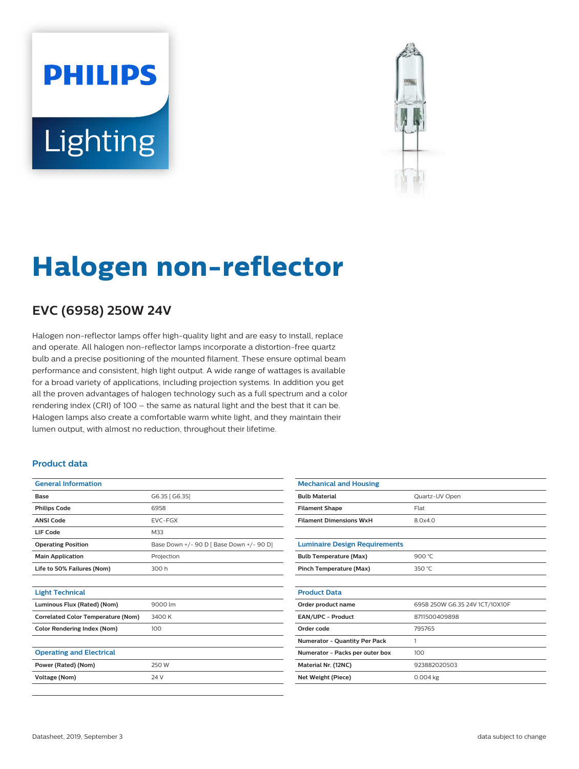PHILIPS

Lighting

# Halogen non-reflector

## EVC (6958) 250W 24V

Halogen non-reflector lamps offer high-quality light and are easy to install, replace and operate. All halogen non-reflector lamps incorporate a distortion-free quartz bulb and a precise positioning of the mounted filament. These ensure optimal beam performance and consistent, high light output. A wide range of wattages is available for a broad variety of applications, including projection systems. In addition you get all the proven advantages of halogen technology such as a full spectrum and a color rendering index (CRI) of 100 – the same as natural light and the best that it can be. Halogen lamps also create a comfortable warm white light, and they maintain their lumen output, with almost no reduction, throughout their lifetime.

### Product data

| General Information | |
|---|---|
| **Base** | G6.35 [ G6.35] |
| **Philips Code** | 6958 |
| **ANSI Code** | EVC-FGX |
| **LIF Code** | M33 |
| **Operating Position** | Base Down +/- 90 D [ Base Down +/- 90 D] |
| **Main Application** | Projection |
| **Life to 50% Failures (Nom)** | 300 h |

| Light Technical | |
|---|---|
| **Luminous Flux (Rated) (Nom)** | 9000 lm |
| **Correlated Color Temperature (Nom)** | 3400 K |
| **Color Rendering Index (Nom)** | 100 |

| Operating and Electrical | |
|---|---|
| **Power (Rated) (Nom)** | 250 W |
| **Voltage (Nom)** | 24 V |

| Mechanical and Housing | |
|---|---|
| **Bulb Material** | Quartz-UV Open |
| **Filament Shape** | Flat |
| **Filament Dimensions WxH** | 8.0x4.0 |

| Luminaire Design Requirements | |
|---|---|
| **Bulb Temperature (Max)** | 900 °C |
| **Pinch Temperature (Max)** | 350 °C |

| Product Data | |
|---|---|
| **Order product name** | 6958 250W G6.35 24V 1CT/10X10F |
| **EAN/UPC - Product** | 8711500409898 |
| **Order code** | 795765 |
| **Numerator - Quantity Per Pack** | 1 |
| **Numerator - Packs per outer box** | 100 |
| **Material Nr. (12NC)** | 923882020503 |
| **Net Weight (Piece)** | 0.004 kg |

Datasheet, 2019, September 3 data subject to change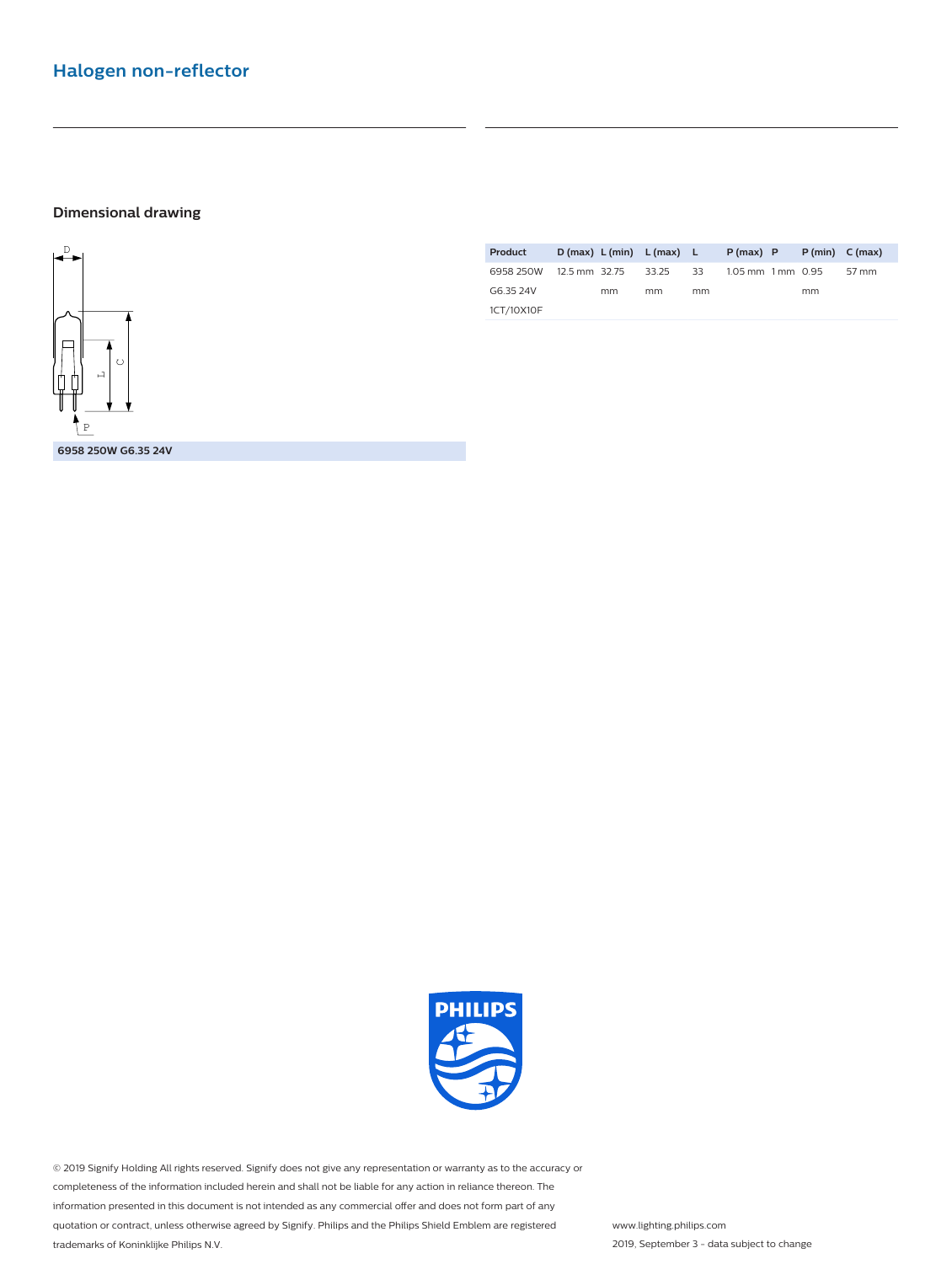## Halogen non-reflector

### Dimensional drawing

D

C

L

P

6958 250W G6.35 24V

| Product | D (max) | L (min) | L (max) | L | P (max) | P | P (min) | C (max) |
|---|---|---|---|---|---|---|---|---|
| 6958 250W G6.35 24V 1CT/10X10F | 12.5 mm | 32.75 mm | 33.25 mm | 33 mm | 1.05 mm | 1 mm | 0.95 mm | 57 mm |

© 2019 Signify Holding All rights reserved. Signify does not give any representation or warranty as to the accuracy or completeness of the information included herein and shall not be liable for any action in reliance thereon. The information presented in this document is not intended as any commercial offer and does not form part of any quotation or contract, unless otherwise agreed by Signify. Philips and the Philips Shield Emblem are registered trademarks of Koninklijke Philips N.V.

www.lighting.philips.com

2019, September 3 - data subject to change